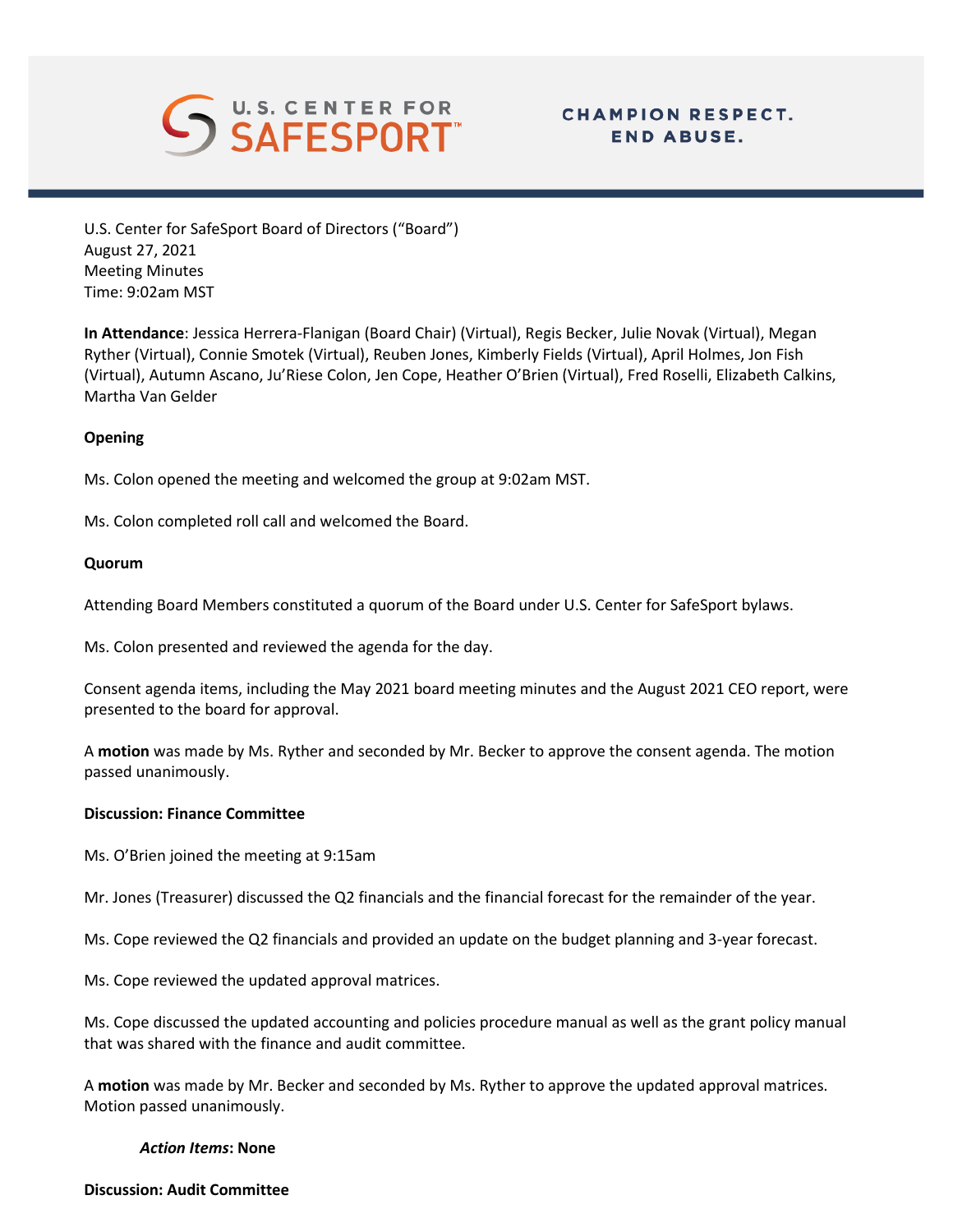U.S. Center for SafeSport Board of Directors ("Board")
August 27, 2021
Meeting Minutes
Time: 9:02am MST

**In Attendance**: Jessica Herrera-Flanigan (Board Chair) (Virtual), Regis Becker, Julie Novak (Virtual), Megan Ryther (Virtual), Connie Smotek (Virtual), Reuben Jones, Kimberly Fields (Virtual), April Holmes, Jon Fish (Virtual), Autumn Ascano, Ju'Riese Colon, Jen Cope, Heather O'Brien (Virtual), Fred Roselli, Elizabeth Calkins, Martha Van Gelder

**Opening**

Ms. Colon opened the meeting and welcomed the group at 9:02am MST.

Ms. Colon completed roll call and welcomed the Board.

**Quorum**

Attending Board Members constituted a quorum of the Board under U.S. Center for SafeSport bylaws.

Ms. Colon presented and reviewed the agenda for the day.

Consent agenda items, including the May 2021 board meeting minutes and the August 2021 CEO report, were presented to the board for approval.

A **motion** was made by Ms. Ryther and seconded by Mr. Becker to approve the consent agenda. The motion passed unanimously.

**Discussion: Finance Committee**

Ms. O'Brien joined the meeting at 9:15am

Mr. Jones (Treasurer) discussed the Q2 financials and the financial forecast for the remainder of the year.

Ms. Cope reviewed the Q2 financials and provided an update on the budget planning and 3-year forecast.

Ms. Cope reviewed the updated approval matrices.

Ms. Cope discussed the updated accounting and policies procedure manual as well as the grant policy manual that was shared with the finance and audit committee.

A **motion** was made by Mr. Becker and seconded by Ms. Ryther to approve the updated approval matrices. Motion passed unanimously.

*Action Items*: **None**

**Discussion: Audit Committee**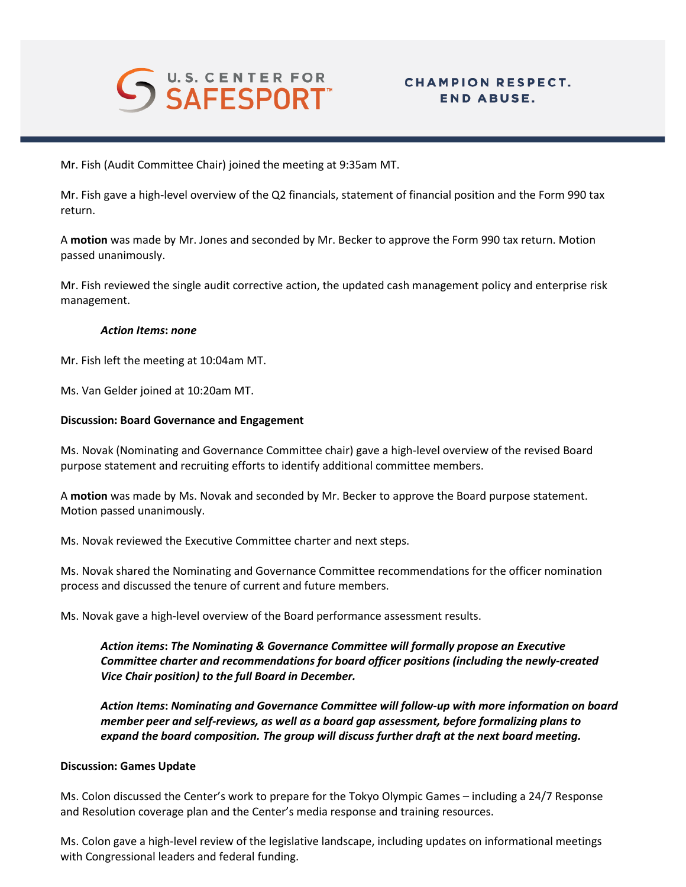Mr. Fish (Audit Committee Chair) joined the meeting at 9:35am MT.

Mr. Fish gave a high-level overview of the Q2 financials, statement of financial position and the Form 990 tax return.

A **motion** was made by Mr. Jones and seconded by Mr. Becker to approve the Form 990 tax return. Motion passed unanimously.

Mr. Fish reviewed the single audit corrective action, the updated cash management policy and enterprise risk management.

> ***Action Items*: *none***

Mr. Fish left the meeting at 10:04am MT.

Ms. Van Gelder joined at 10:20am MT.

**Discussion: Board Governance and Engagement**

Ms. Novak (Nominating and Governance Committee chair) gave a high-level overview of the revised Board purpose statement and recruiting efforts to identify additional committee members.

A **motion** was made by Ms. Novak and seconded by Mr. Becker to approve the Board purpose statement. Motion passed unanimously.

Ms. Novak reviewed the Executive Committee charter and next steps.

Ms. Novak shared the Nominating and Governance Committee recommendations for the officer nomination process and discussed the tenure of current and future members.

Ms. Novak gave a high-level overview of the Board performance assessment results.

> ***Action items*: *The Nominating & Governance Committee will formally propose an Executive Committee charter and recommendations for board officer positions (including the newly-created Vice Chair position) to the full Board in December.***
>
> ***Action Items*: *Nominating and Governance Committee will follow-up with more information on board member peer and self-reviews, as well as a board gap assessment, before formalizing plans to expand the board composition. The group will discuss further draft at the next board meeting.***

**Discussion: Games Update**

Ms. Colon discussed the Center's work to prepare for the Tokyo Olympic Games – including a 24/7 Response and Resolution coverage plan and the Center's media response and training resources.

Ms. Colon gave a high-level review of the legislative landscape, including updates on informational meetings with Congressional leaders and federal funding.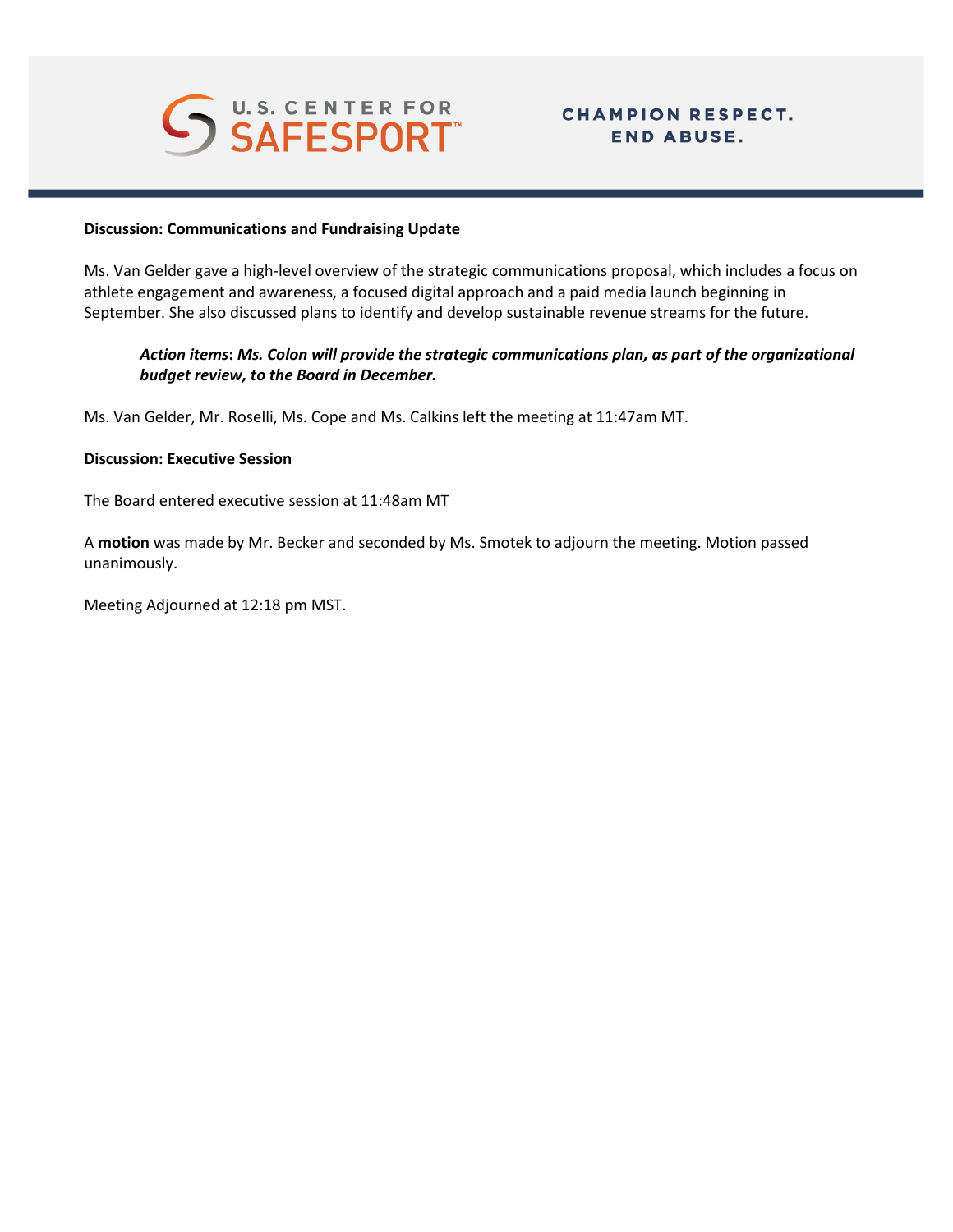**Discussion: Communications and Fundraising Update**

Ms. Van Gelder gave a high-level overview of the strategic communications proposal, which includes a focus on athlete engagement and awareness, a focused digital approach and a paid media launch beginning in September. She also discussed plans to identify and develop sustainable revenue streams for the future.

> ***Action items*****: *Ms. Colon will provide the strategic communications plan, as part of the organizational budget review, to the Board in December.***

Ms. Van Gelder, Mr. Roselli, Ms. Cope and Ms. Calkins left the meeting at 11:47am MT.

**Discussion: Executive Session**

The Board entered executive session at 11:48am MT

A **motion** was made by Mr. Becker and seconded by Ms. Smotek to adjourn the meeting. Motion passed unanimously.

Meeting Adjourned at 12:18 pm MST.